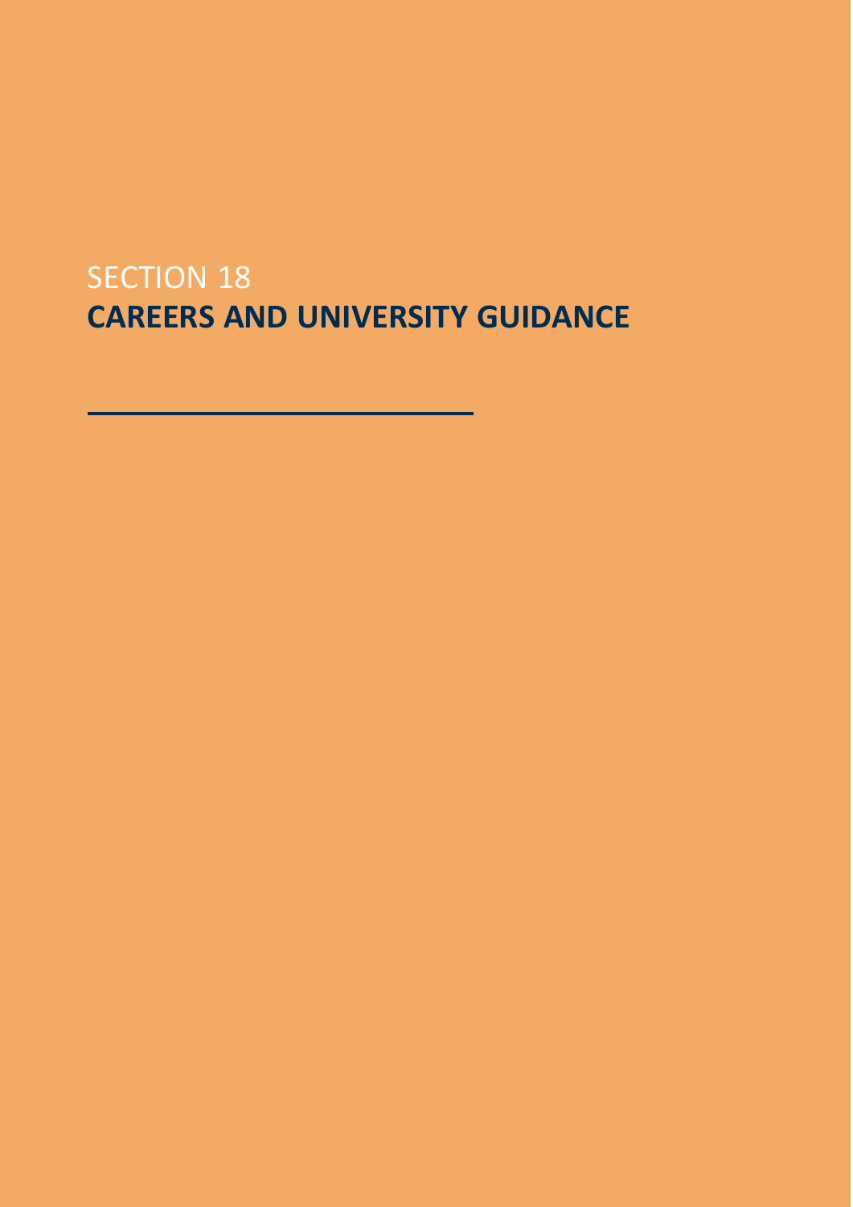SECTION 18

# CAREERS AND UNIVERSITY GUIDANCE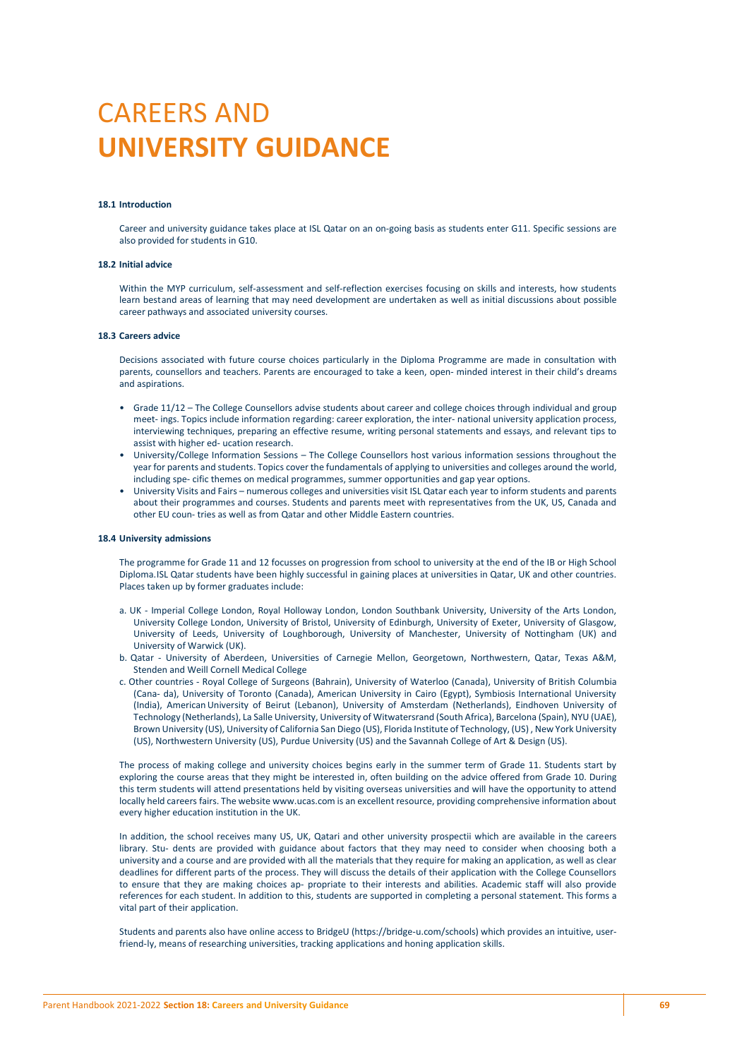# CAREERS AND **UNIVERSITY GUIDANCE**

**18.1 Introduction**

Career and university guidance takes place at ISL Qatar on an on-going basis as students enter G11. Specific sessions are also provided for students in G10.

**18.2 Initial advice**

Within the MYP curriculum, self-assessment and self-reflection exercises focusing on skills and interests, how students learn bestand areas of learning that may need development are undertaken as well as initial discussions about possible career pathways and associated university courses.

**18.3 Careers advice**

Decisions associated with future course choices particularly in the Diploma Programme are made in consultation with parents, counsellors and teachers. Parents are encouraged to take a keen, open- minded interest in their child's dreams and aspirations.

- Grade 11/12 – The College Counsellors advise students about career and college choices through individual and group meet- ings. Topics include information regarding: career exploration, the inter- national university application process, interviewing techniques, preparing an effective resume, writing personal statements and essays, and relevant tips to assist with higher ed- ucation research.
- University/College Information Sessions – The College Counsellors host various information sessions throughout the year for parents and students. Topics cover the fundamentals of applying to universities and colleges around the world, including spe- cific themes on medical programmes, summer opportunities and gap year options.
- University Visits and Fairs – numerous colleges and universities visit ISL Qatar each year to inform students and parents about their programmes and courses. Students and parents meet with representatives from the UK, US, Canada and other EU coun- tries as well as from Qatar and other Middle Eastern countries.

**18.4 University admissions**

The programme for Grade 11 and 12 focusses on progression from school to university at the end of the IB or High School Diploma.ISL Qatar students have been highly successful in gaining places at universities in Qatar, UK and other countries. Places taken up by former graduates include:

a. UK - Imperial College London, Royal Holloway London, London Southbank University, University of the Arts London, University College London, University of Bristol, University of Edinburgh, University of Exeter, University of Glasgow, University of Leeds, University of Loughborough, University of Manchester, University of Nottingham (UK) and University of Warwick (UK).
b. Qatar - University of Aberdeen, Universities of Carnegie Mellon, Georgetown, Northwestern, Qatar, Texas A&M, Stenden and Weill Cornell Medical College
c. Other countries - Royal College of Surgeons (Bahrain), University of Waterloo (Canada), University of British Columbia (Cana- da), University of Toronto (Canada), American University in Cairo (Egypt), Symbiosis International University (India), American University of Beirut (Lebanon), University of Amsterdam (Netherlands), Eindhoven University of Technology (Netherlands), La Salle University, University of Witwatersrand (South Africa), Barcelona (Spain), NYU (UAE), Brown University (US), University of California San Diego (US), Florida Institute of Technology, (US) , New York University (US), Northwestern University (US), Purdue University (US) and the Savannah College of Art & Design (US).

The process of making college and university choices begins early in the summer term of Grade 11. Students start by exploring the course areas that they might be interested in, often building on the advice offered from Grade 10. During this term students will attend presentations held by visiting overseas universities and will have the opportunity to attend locally held careers fairs. The website www.ucas.com is an excellent resource, providing comprehensive information about every higher education institution in the UK.

In addition, the school receives many US, UK, Qatari and other university prospectii which are available in the careers library. Stu- dents are provided with guidance about factors that they may need to consider when choosing both a university and a course and are provided with all the materials that they require for making an application, as well as clear deadlines for different parts of the process. They will discuss the details of their application with the College Counsellors to ensure that they are making choices ap- propriate to their interests and abilities. Academic staff will also provide references for each student. In addition to this, students are supported in completing a personal statement. This forms a vital part of their application.

Students and parents also have online access to BridgeU (https://bridge-u.com/schools) which provides an intuitive, user- friend-ly, means of researching universities, tracking applications and honing application skills.